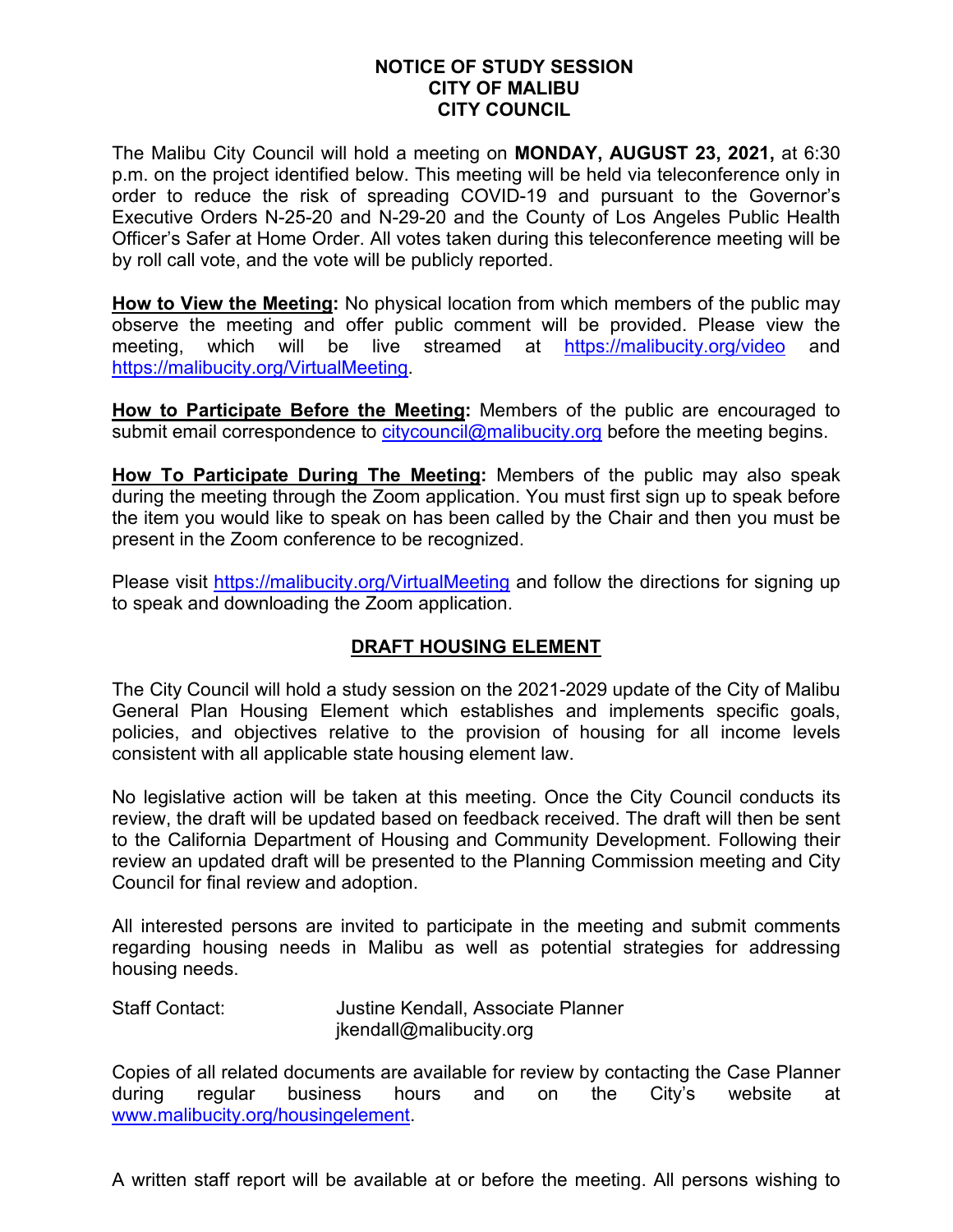# NOTICE OF STUDY SESSION
# CITY OF MALIBU
# CITY COUNCIL

The Malibu City Council will hold a meeting on **MONDAY, AUGUST 23, 2021,** at 6:30 p.m. on the project identified below. This meeting will be held via teleconference only in order to reduce the risk of spreading COVID-19 and pursuant to the Governor's Executive Orders N-25-20 and N-29-20 and the County of Los Angeles Public Health Officer's Safer at Home Order. All votes taken during this teleconference meeting will be by roll call vote, and the vote will be publicly reported.

**How to View the Meeting:** No physical location from which members of the public may observe the meeting and offer public comment will be provided. Please view the meeting, which will be live streamed at https://malibucity.org/video and https://malibucity.org/VirtualMeeting.

**How to Participate Before the Meeting:** Members of the public are encouraged to submit email correspondence to citycouncil@malibucity.org before the meeting begins.

**How To Participate During The Meeting:** Members of the public may also speak during the meeting through the Zoom application. You must first sign up to speak before the item you would like to speak on has been called by the Chair and then you must be present in the Zoom conference to be recognized.

Please visit https://malibucity.org/VirtualMeeting and follow the directions for signing up to speak and downloading the Zoom application.

## DRAFT HOUSING ELEMENT

The City Council will hold a study session on the 2021-2029 update of the City of Malibu General Plan Housing Element which establishes and implements specific goals, policies, and objectives relative to the provision of housing for all income levels consistent with all applicable state housing element law.

No legislative action will be taken at this meeting. Once the City Council conducts its review, the draft will be updated based on feedback received. The draft will then be sent to the California Department of Housing and Community Development. Following their review an updated draft will be presented to the Planning Commission meeting and City Council for final review and adoption.

All interested persons are invited to participate in the meeting and submit comments regarding housing needs in Malibu as well as potential strategies for addressing housing needs.

Staff Contact: Justine Kendall, Associate Planner
jkendall@malibucity.org

Copies of all related documents are available for review by contacting the Case Planner during regular business hours and on the City's website at www.malibucity.org/housingelement.

A written staff report will be available at or before the meeting. All persons wishing to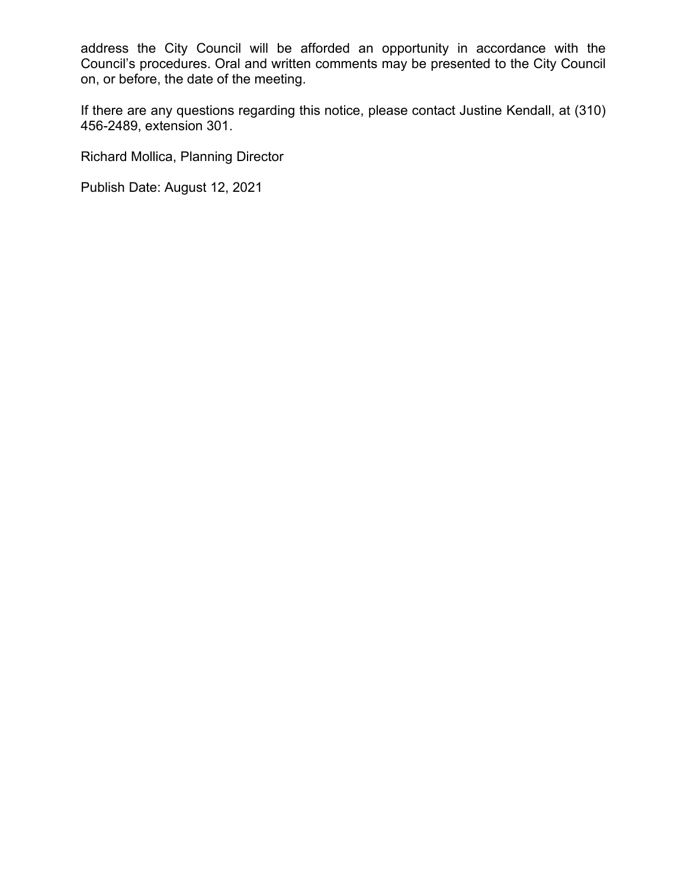address the City Council will be afforded an opportunity in accordance with the Council's procedures. Oral and written comments may be presented to the City Council on, or before, the date of the meeting.

If there are any questions regarding this notice, please contact Justine Kendall, at (310) 456-2489, extension 301.

Richard Mollica, Planning Director

Publish Date: August 12, 2021